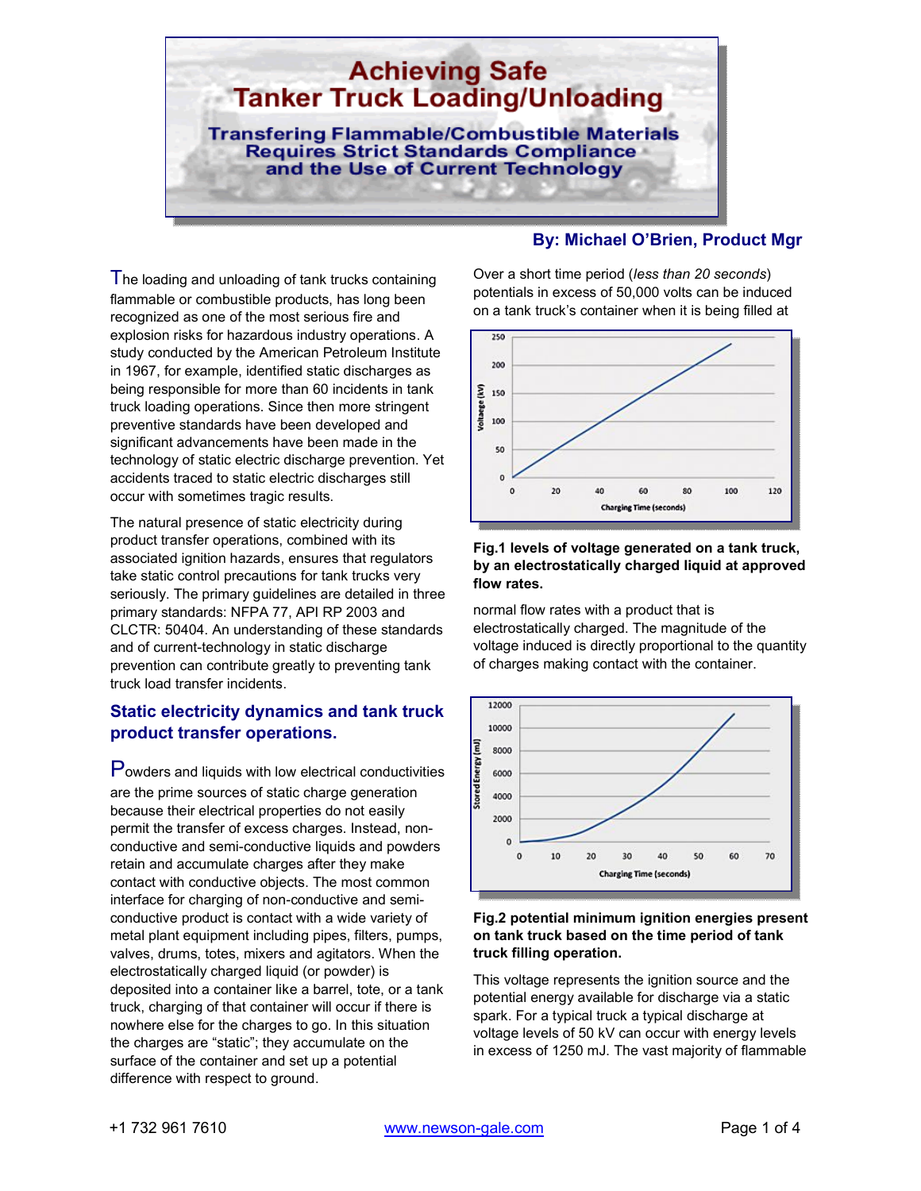# Achieving Safe Tanker Truck Loading/Unloading

## Transfering Flammable/Combustible Materials Requires Strict Standards Compliance and the Use of Current Technology

**By: Michael O'Brien, Product Mgr**

The loading and unloading of tank trucks containing flammable or combustible products, has long been recognized as one of the most serious fire and explosion risks for hazardous industry operations. A study conducted by the American Petroleum Institute in 1967, for example, identified static discharges as being responsible for more than 60 incidents in tank truck loading operations. Since then more stringent preventive standards have been developed and significant advancements have been made in the technology of static electric discharge prevention. Yet accidents traced to static electric discharges still occur with sometimes tragic results.

The natural presence of static electricity during product transfer operations, combined with its associated ignition hazards, ensures that regulators take static control precautions for tank trucks very seriously. The primary guidelines are detailed in three primary standards: NFPA 77, API RP 2003 and CLCTR: 50404. An understanding of these standards and of current-technology in static discharge prevention can contribute greatly to preventing tank truck load transfer incidents.

### Static electricity dynamics and tank truck product transfer operations.

Powders and liquids with low electrical conductivities are the prime sources of static charge generation because their electrical properties do not easily permit the transfer of excess charges. Instead, non-conductive and semi-conductive liquids and powders retain and accumulate charges after they make contact with conductive objects. The most common interface for charging of non-conductive and semi-conductive product is contact with a wide variety of metal plant equipment including pipes, filters, pumps, valves, drums, totes, mixers and agitators. When the electrostatically charged liquid (or powder) is deposited into a container like a barrel, tote, or a tank truck, charging of that container will occur if there is nowhere else for the charges to go. In this situation the charges are "static"; they accumulate on the surface of the container and set up a potential difference with respect to ground.

Over a short time period (*less than 20 seconds*) potentials in excess of 50,000 volts can be induced on a tank truck's container when it is being filled at normal flow rates with a product that is electrostatically charged. The magnitude of the voltage induced is directly proportional to the quantity of charges making contact with the container.

**Fig.1 levels of voltage generated on a tank truck, by an electrostatically charged liquid at approved flow rates.**

**Fig.2 potential minimum ignition energies present on tank truck based on the time period of tank truck filling operation.**

This voltage represents the ignition source and the potential energy available for discharge via a static spark. For a typical truck a typical discharge at voltage levels of 50 kV can occur with energy levels in excess of 1250 mJ. The vast majority of flammable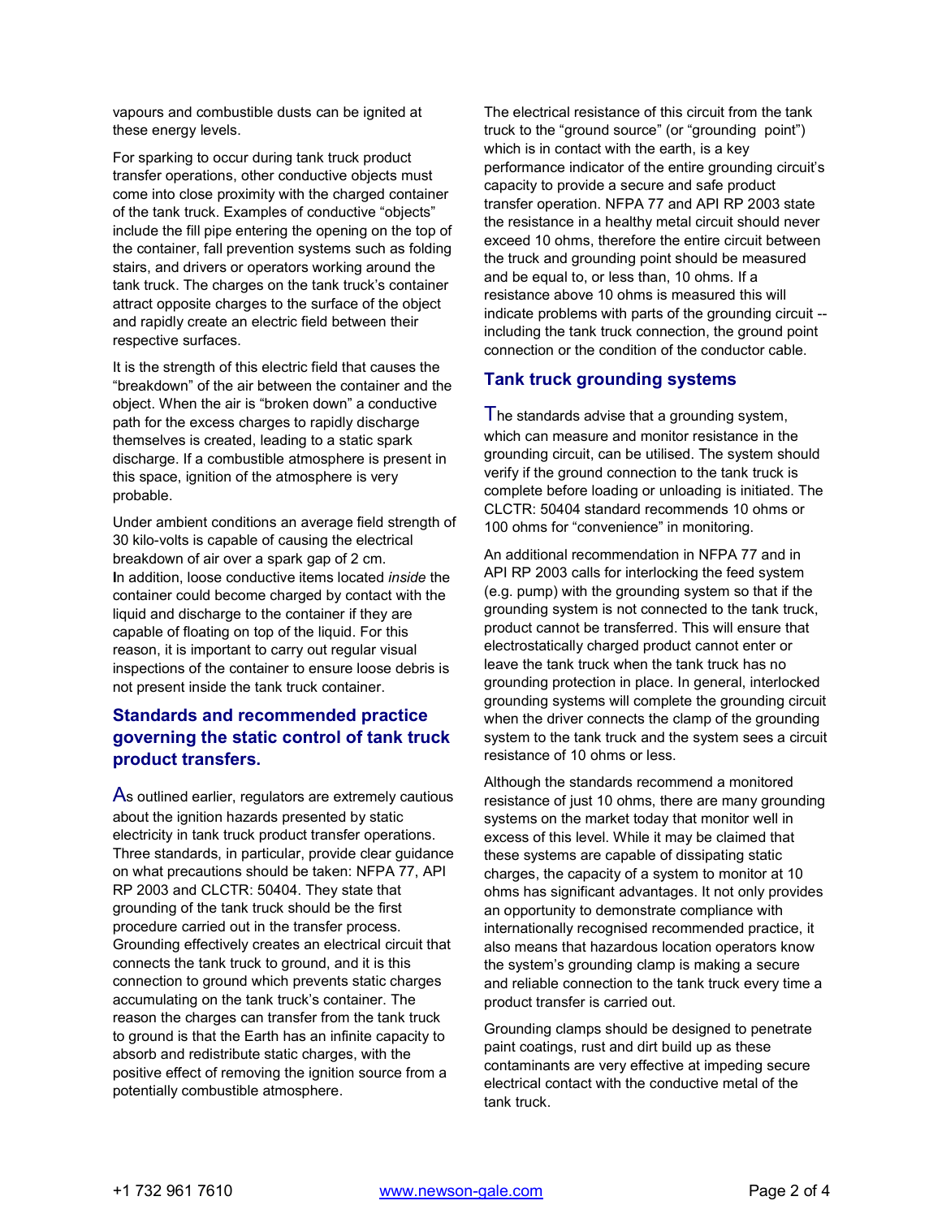vapours and combustible dusts can be ignited at these energy levels.

For sparking to occur during tank truck product transfer operations, other conductive objects must come into close proximity with the charged container of the tank truck. Examples of conductive "objects" include the fill pipe entering the opening on the top of the container, fall prevention systems such as folding stairs, and drivers or operators working around the tank truck. The charges on the tank truck's container attract opposite charges to the surface of the object and rapidly create an electric field between their respective surfaces.

It is the strength of this electric field that causes the "breakdown" of the air between the container and the object. When the air is "broken down" a conductive path for the excess charges to rapidly discharge themselves is created, leading to a static spark discharge. If a combustible atmosphere is present in this space, ignition of the atmosphere is very probable.

Under ambient conditions an average field strength of 30 kilo-volts is capable of causing the electrical breakdown of air over a spark gap of 2 cm. In addition, loose conductive items located *inside* the container could become charged by contact with the liquid and discharge to the container if they are capable of floating on top of the liquid. For this reason, it is important to carry out regular visual inspections of the container to ensure loose debris is not present inside the tank truck container.

## Standards and recommended practice governing the static control of tank truck product transfers.

As outlined earlier, regulators are extremely cautious about the ignition hazards presented by static electricity in tank truck product transfer operations. Three standards, in particular, provide clear guidance on what precautions should be taken: NFPA 77, API RP 2003 and CLCTR: 50404. They state that grounding of the tank truck should be the first procedure carried out in the transfer process. Grounding effectively creates an electrical circuit that connects the tank truck to ground, and it is this connection to ground which prevents static charges accumulating on the tank truck's container. The reason the charges can transfer from the tank truck to ground is that the Earth has an infinite capacity to absorb and redistribute static charges, with the positive effect of removing the ignition source from a potentially combustible atmosphere.

The electrical resistance of this circuit from the tank truck to the "ground source" (or "grounding point") which is in contact with the earth, is a key performance indicator of the entire grounding circuit's capacity to provide a secure and safe product transfer operation. NFPA 77 and API RP 2003 state the resistance in a healthy metal circuit should never exceed 10 ohms, therefore the entire circuit between the truck and grounding point should be measured and be equal to, or less than, 10 ohms. If a resistance above 10 ohms is measured this will indicate problems with parts of the grounding circuit -- including the tank truck connection, the ground point connection or the condition of the conductor cable.

## Tank truck grounding systems

The standards advise that a grounding system, which can measure and monitor resistance in the grounding circuit, can be utilised. The system should verify if the ground connection to the tank truck is complete before loading or unloading is initiated. The CLCTR: 50404 standard recommends 10 ohms or 100 ohms for "convenience" in monitoring.

An additional recommendation in NFPA 77 and in API RP 2003 calls for interlocking the feed system (e.g. pump) with the grounding system so that if the grounding system is not connected to the tank truck, product cannot be transferred. This will ensure that electrostatically charged product cannot enter or leave the tank truck when the tank truck has no grounding protection in place. In general, interlocked grounding systems will complete the grounding circuit when the driver connects the clamp of the grounding system to the tank truck and the system sees a circuit resistance of 10 ohms or less.

Although the standards recommend a monitored resistance of just 10 ohms, there are many grounding systems on the market today that monitor well in excess of this level. While it may be claimed that these systems are capable of dissipating static charges, the capacity of a system to monitor at 10 ohms has significant advantages. It not only provides an opportunity to demonstrate compliance with internationally recognised recommended practice, it also means that hazardous location operators know the system's grounding clamp is making a secure and reliable connection to the tank truck every time a product transfer is carried out.

Grounding clamps should be designed to penetrate paint coatings, rust and dirt build up as these contaminants are very effective at impeding secure electrical contact with the conductive metal of the tank truck.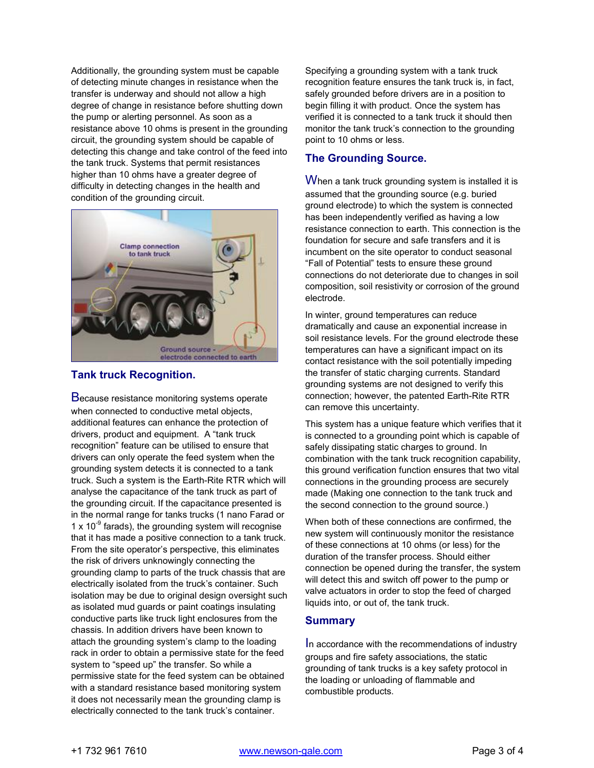Additionally, the grounding system must be capable of detecting minute changes in resistance when the transfer is underway and should not allow a high degree of change in resistance before shutting down the pump or alerting personnel. As soon as a resistance above 10 ohms is present in the grounding circuit, the grounding system should be capable of detecting this change and take control of the feed into the tank truck. Systems that permit resistances higher than 10 ohms have a greater degree of difficulty in detecting changes in the health and condition of the grounding circuit.

## Tank truck Recognition.

Because resistance monitoring systems operate when connected to conductive metal objects, additional features can enhance the protection of drivers, product and equipment. A "tank truck recognition" feature can be utilised to ensure that drivers can only operate the feed system when the grounding system detects it is connected to a tank truck. Such a system is the Earth-Rite RTR which will analyse the capacitance of the tank truck as part of the grounding circuit. If the capacitance presented is in the normal range for tanks trucks (1 nano Farad or $1 \times 10^{-9}$ farads), the grounding system will recognise that it has made a positive connection to a tank truck. From the site operator's perspective, this eliminates the risk of drivers unknowingly connecting the grounding clamp to parts of the truck chassis that are electrically isolated from the truck's container. Such isolation may be due to original design oversight such as isolated mud guards or paint coatings insulating conductive parts like truck light enclosures from the chassis. In addition drivers have been known to attach the grounding system's clamp to the loading rack in order to obtain a permissive state for the feed system to "speed up" the transfer. So while a permissive state for the feed system can be obtained with a standard resistance based monitoring system it does not necessarily mean the grounding clamp is electrically connected to the tank truck's container.

Specifying a grounding system with a tank truck recognition feature ensures the tank truck is, in fact, safely grounded before drivers are in a position to begin filling it with product. Once the system has verified it is connected to a tank truck it should then monitor the tank truck's connection to the grounding point to 10 ohms or less.

## The Grounding Source.

When a tank truck grounding system is installed it is assumed that the grounding source (e.g. buried ground electrode) to which the system is connected has been independently verified as having a low resistance connection to earth. This connection is the foundation for secure and safe transfers and it is incumbent on the site operator to conduct seasonal "Fall of Potential" tests to ensure these ground connections do not deteriorate due to changes in soil composition, soil resistivity or corrosion of the ground electrode.

In winter, ground temperatures can reduce dramatically and cause an exponential increase in soil resistance levels. For the ground electrode these temperatures can have a significant impact on its contact resistance with the soil potentially impeding the transfer of static charging currents. Standard grounding systems are not designed to verify this connection; however, the patented Earth-Rite RTR can remove this uncertainty.

This system has a unique feature which verifies that it is connected to a grounding point which is capable of safely dissipating static charges to ground. In combination with the tank truck recognition capability, this ground verification function ensures that two vital connections in the grounding process are securely made (Making one connection to the tank truck and the second connection to the ground source.)

When both of these connections are confirmed, the new system will continuously monitor the resistance of these connections at 10 ohms (or less) for the duration of the transfer process. Should either connection be opened during the transfer, the system will detect this and switch off power to the pump or valve actuators in order to stop the feed of charged liquids into, or out of, the tank truck.

## Summary

In accordance with the recommendations of industry groups and fire safety associations, the static grounding of tank trucks is a key safety protocol in the loading or unloading of flammable and combustible products.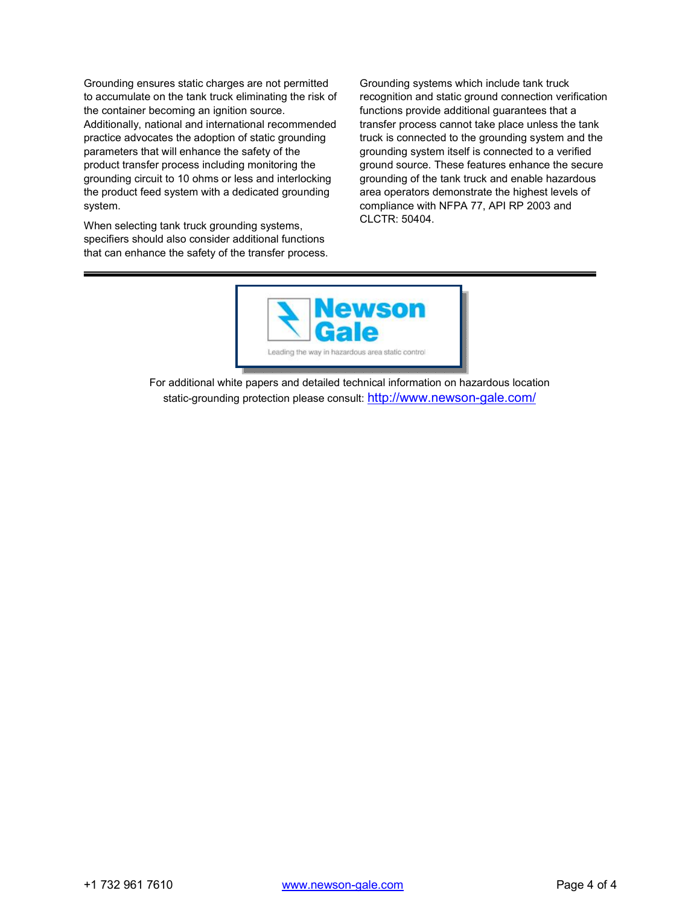Grounding ensures static charges are not permitted to accumulate on the tank truck eliminating the risk of the container becoming an ignition source. Additionally, national and international recommended practice advocates the adoption of static grounding parameters that will enhance the safety of the product transfer process including monitoring the grounding circuit to 10 ohms or less and interlocking the product feed system with a dedicated grounding system.

When selecting tank truck grounding systems, specifiers should also consider additional functions that can enhance the safety of the transfer process.

Grounding systems which include tank truck recognition and static ground connection verification functions provide additional guarantees that a transfer process cannot take place unless the tank truck is connected to the grounding system and the grounding system itself is connected to a verified ground source. These features enhance the secure grounding of the tank truck and enable hazardous area operators demonstrate the highest levels of compliance with NFPA 77, API RP 2003 and CLCTR: 50404.

---

Newson Gale

Leading the way in hazardous area static control

For additional white papers and detailed technical information on hazardous location static-grounding protection please consult: http://www.newson-gale.com/

+1 732 961 7610 www.newson-gale.com